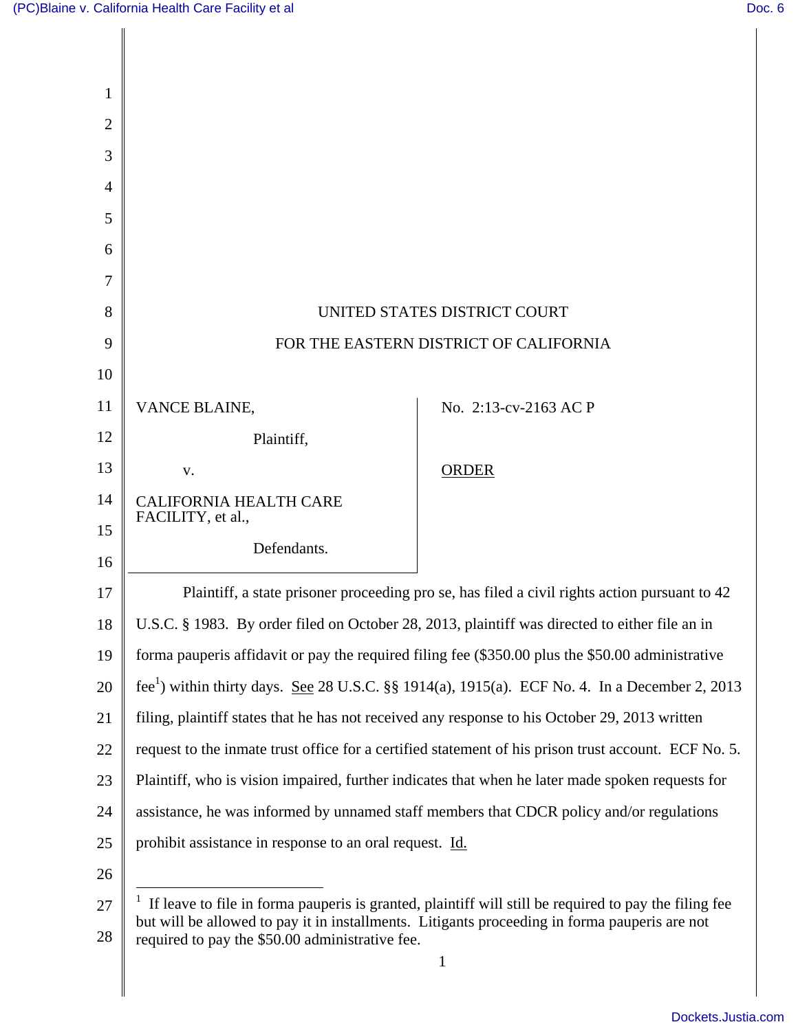UNITED STATES DISTRICT COURT

FOR THE EASTERN DISTRICT OF CALIFORNIA

| | |
|---|---|
| VANCE BLAINE,<br>Plaintiff,<br>v.<br>CALIFORNIA HEALTH CARE FACILITY, et al.,<br>Defendants. | No. 2:13-cv-2163 AC P<br><br>ORDER |

Plaintiff, a state prisoner proceeding pro se, has filed a civil rights action pursuant to 42 U.S.C. § 1983. By order filed on October 28, 2013, plaintiff was directed to either file an in forma pauperis affidavit or pay the required filing fee ($350.00 plus the $50.00 administrative fee[1]) within thirty days. See 28 U.S.C. §§ 1914(a), 1915(a). ECF No. 4. In a December 2, 2013 filing, plaintiff states that he has not received any response to his October 29, 2013 written request to the inmate trust office for a certified statement of his prison trust account. ECF No. 5. Plaintiff, who is vision impaired, further indicates that when he later made spoken requests for assistance, he was informed by unnamed staff members that CDCR policy and/or regulations prohibit assistance in response to an oral request. Id.

---

[1] If leave to file in forma pauperis is granted, plaintiff will still be required to pay the filing fee but will be allowed to pay it in installments. Litigants proceeding in forma pauperis are not required to pay the $50.00 administrative fee.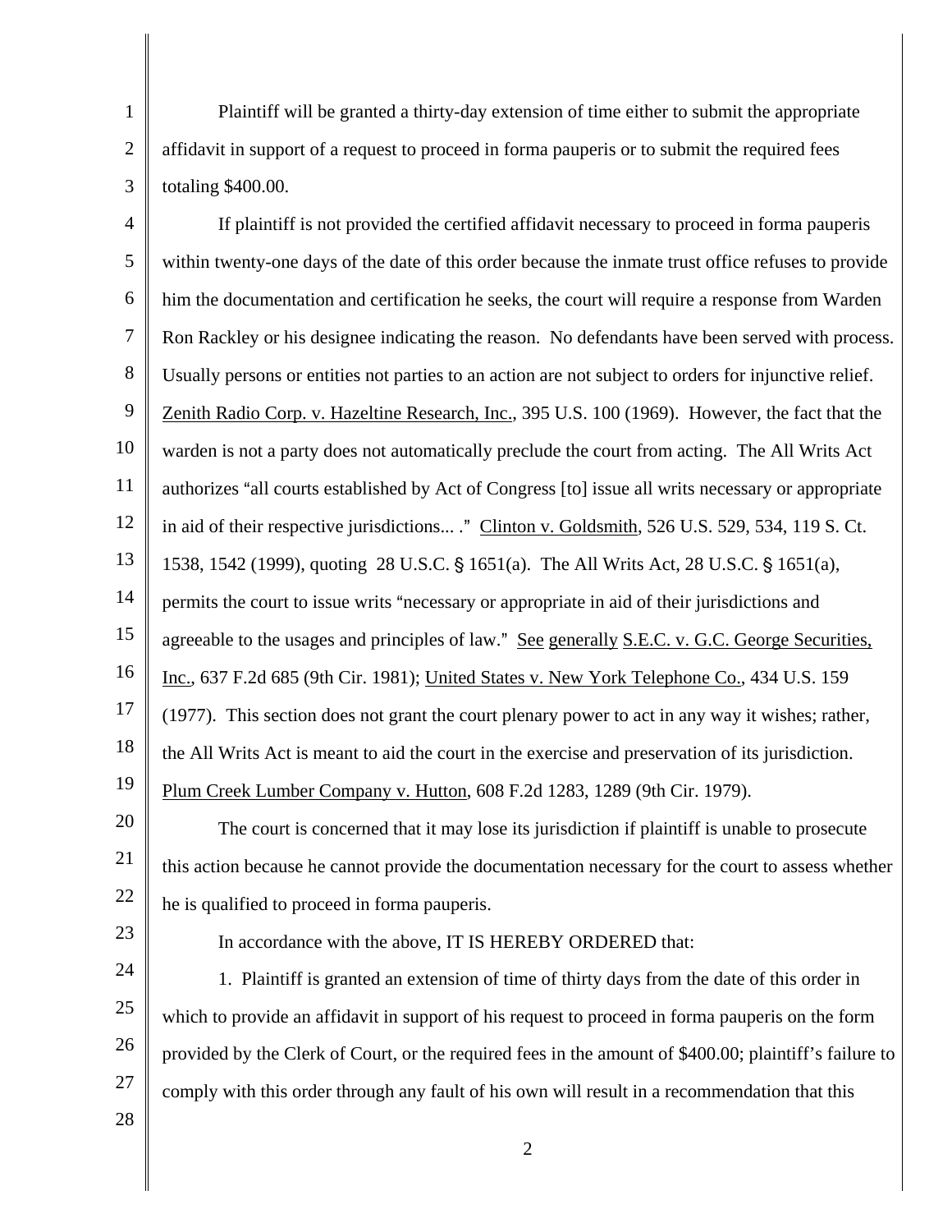Plaintiff will be granted a thirty-day extension of time either to submit the appropriate affidavit in support of a request to proceed in forma pauperis or to submit the required fees totaling $400.00.

If plaintiff is not provided the certified affidavit necessary to proceed in forma pauperis within twenty-one days of the date of this order because the inmate trust office refuses to provide him the documentation and certification he seeks, the court will require a response from Warden Ron Rackley or his designee indicating the reason. No defendants have been served with process. Usually persons or entities not parties to an action are not subject to orders for injunctive relief. Zenith Radio Corp. v. Hazeltine Research, Inc., 395 U.S. 100 (1969). However, the fact that the warden is not a party does not automatically preclude the court from acting. The All Writs Act authorizes "all courts established by Act of Congress [to] issue all writs necessary or appropriate in aid of their respective jurisdictions... ." Clinton v. Goldsmith, 526 U.S. 529, 534, 119 S. Ct. 1538, 1542 (1999), quoting 28 U.S.C. § 1651(a). The All Writs Act, 28 U.S.C. § 1651(a), permits the court to issue writs "necessary or appropriate in aid of their jurisdictions and agreeable to the usages and principles of law." See generally S.E.C. v. G.C. George Securities, Inc., 637 F.2d 685 (9th Cir. 1981); United States v. New York Telephone Co., 434 U.S. 159 (1977). This section does not grant the court plenary power to act in any way it wishes; rather, the All Writs Act is meant to aid the court in the exercise and preservation of its jurisdiction. Plum Creek Lumber Company v. Hutton, 608 F.2d 1283, 1289 (9th Cir. 1979).

The court is concerned that it may lose its jurisdiction if plaintiff is unable to prosecute this action because he cannot provide the documentation necessary for the court to assess whether he is qualified to proceed in forma pauperis.

In accordance with the above, IT IS HEREBY ORDERED that:

1. Plaintiff is granted an extension of time of thirty days from the date of this order in which to provide an affidavit in support of his request to proceed in forma pauperis on the form provided by the Clerk of Court, or the required fees in the amount of $400.00; plaintiff's failure to comply with this order through any fault of his own will result in a recommendation that this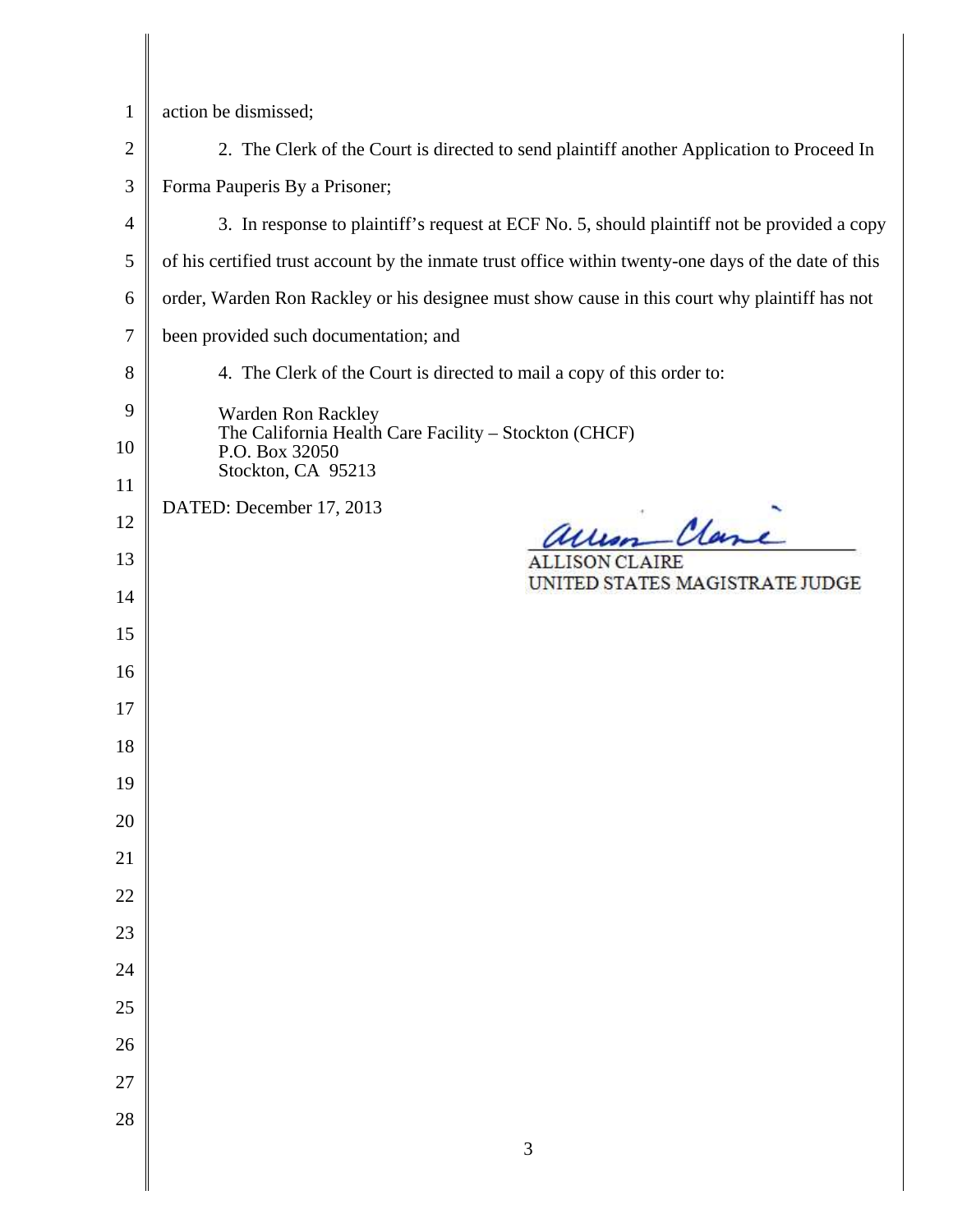action be dismissed;

2. The Clerk of the Court is directed to send plaintiff another Application to Proceed In Forma Pauperis By a Prisoner;

3. In response to plaintiff's request at ECF No. 5, should plaintiff not be provided a copy of his certified trust account by the inmate trust office within twenty-one days of the date of this order, Warden Ron Rackley or his designee must show cause in this court why plaintiff has not been provided such documentation; and

4. The Clerk of the Court is directed to mail a copy of this order to:

Warden Ron Rackley
The California Health Care Facility – Stockton (CHCF)
P.O. Box 32050
Stockton, CA 95213

DATED: December 17, 2013

ALLISON CLAIRE
UNITED STATES MAGISTRATE JUDGE